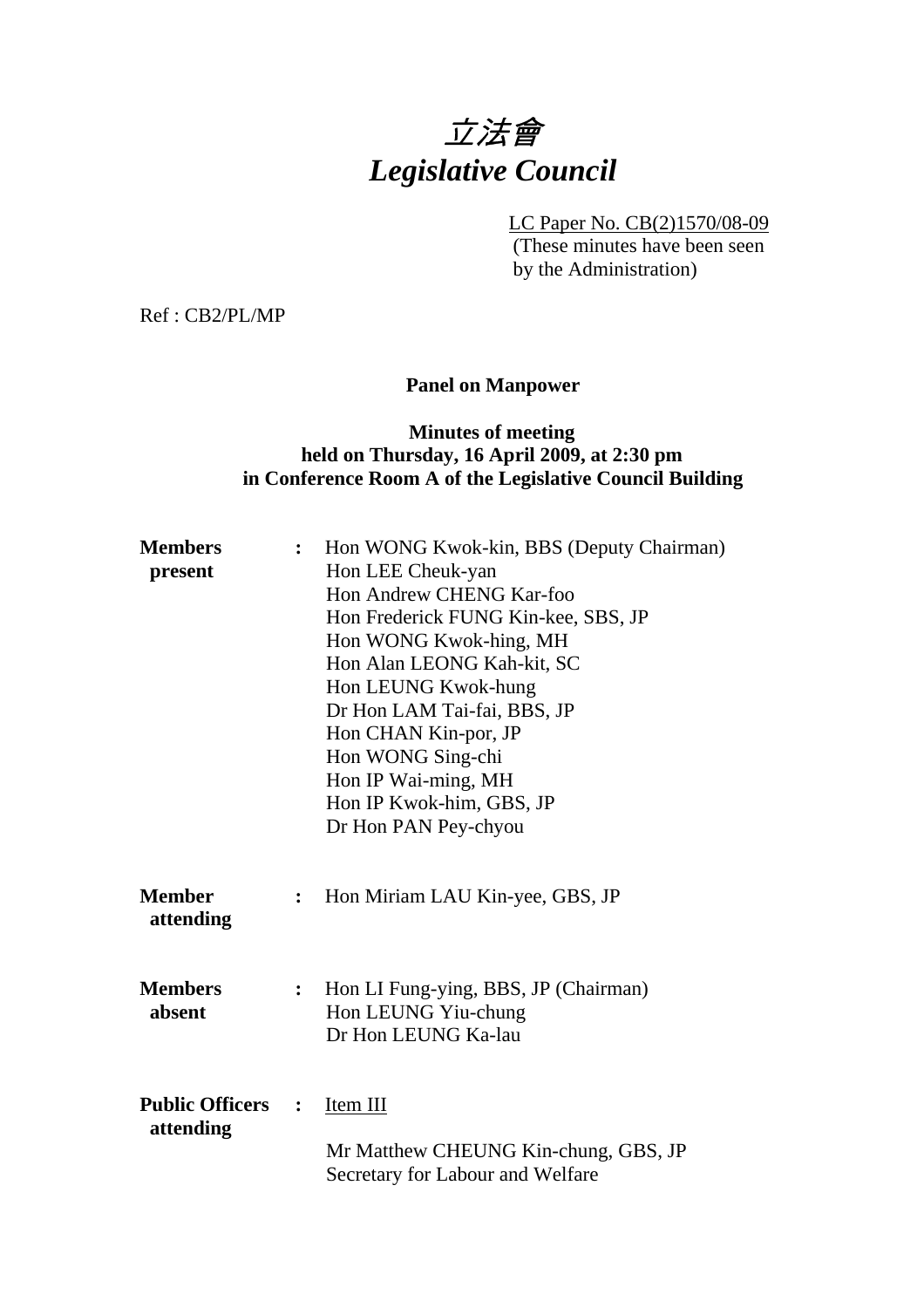# 立法會
# *Legislative Council*

LC Paper No. CB(2)1570/08-09
(These minutes have been seen by the Administration)

Ref : CB2/PL/MP

**Panel on Manpower**

**Minutes of meeting**
**held on Thursday, 16 April 2009, at 2:30 pm**
**in Conference Room A of the Legislative Council Building**

**Members present** : Hon WONG Kwok-kin, BBS (Deputy Chairman)
Hon LEE Cheuk-yan
Hon Andrew CHENG Kar-foo
Hon Frederick FUNG Kin-kee, SBS, JP
Hon WONG Kwok-hing, MH
Hon Alan LEONG Kah-kit, SC
Hon LEUNG Kwok-hung
Dr Hon LAM Tai-fai, BBS, JP
Hon CHAN Kin-por, JP
Hon WONG Sing-chi
Hon IP Wai-ming, MH
Hon IP Kwok-him, GBS, JP
Dr Hon PAN Pey-chyou

**Member attending** : Hon Miriam LAU Kin-yee, GBS, JP

**Members absent** : Hon LI Fung-ying, BBS, JP (Chairman)
Hon LEUNG Yiu-chung
Dr Hon LEUNG Ka-lau

**Public Officers attending** : Item III

Mr Matthew CHEUNG Kin-chung, GBS, JP
Secretary for Labour and Welfare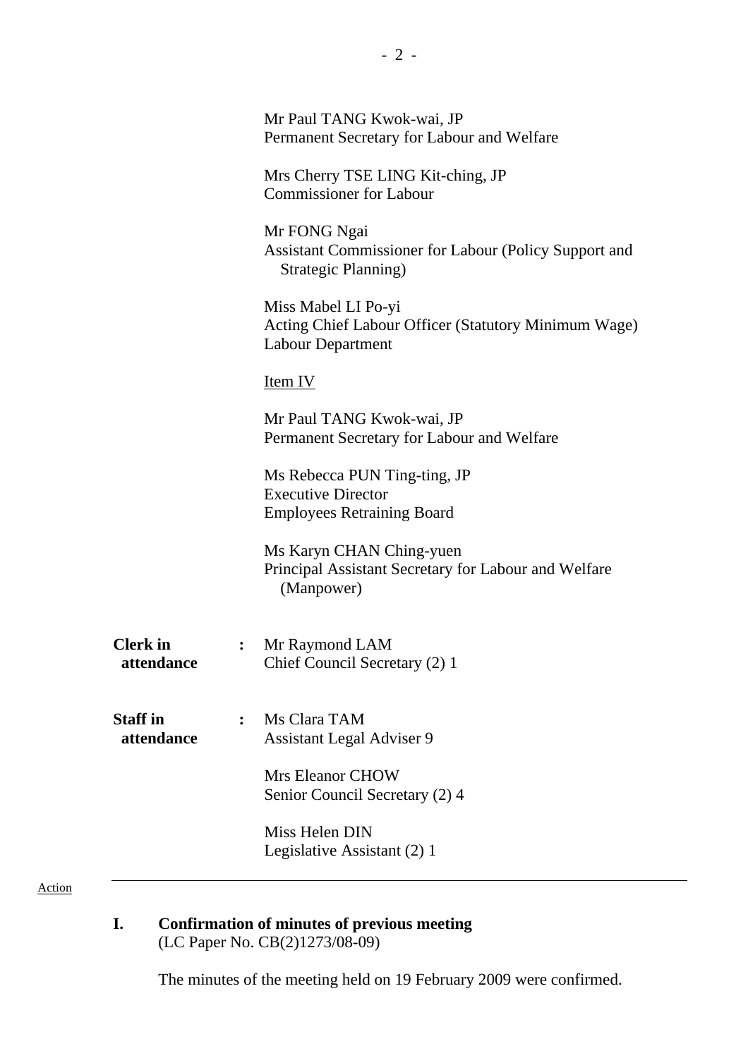Mr Paul TANG Kwok-wai, JP
Permanent Secretary for Labour and Welfare

Mrs Cherry TSE LING Kit-ching, JP
Commissioner for Labour

Mr FONG Ngai
Assistant Commissioner for Labour (Policy Support and Strategic Planning)

Miss Mabel LI Po-yi
Acting Chief Labour Officer (Statutory Minimum Wage)
Labour Department

Item IV

Mr Paul TANG Kwok-wai, JP
Permanent Secretary for Labour and Welfare

Ms Rebecca PUN Ting-ting, JP
Executive Director
Employees Retraining Board

Ms Karyn CHAN Ching-yuen
Principal Assistant Secretary for Labour and Welfare (Manpower)

**Clerk in attendance** : Mr Raymond LAM
Chief Council Secretary (2) 1

**Staff in attendance** : Ms Clara TAM
Assistant Legal Adviser 9

Mrs Eleanor CHOW
Senior Council Secretary (2) 4

Miss Helen DIN
Legislative Assistant (2) 1

Action

---

## I. Confirmation of minutes of previous meeting
(LC Paper No. CB(2)1273/08-09)

The minutes of the meeting held on 19 February 2009 were confirmed.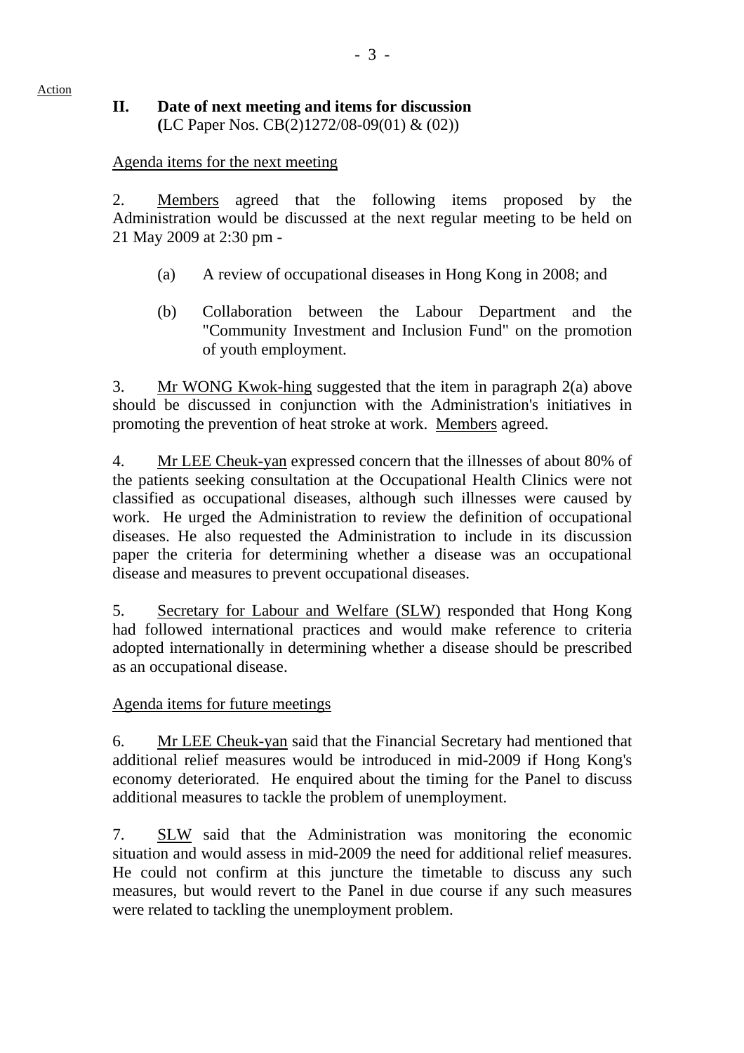Action

## II. Date of next meeting and items for discussion

**(**LC Paper Nos. CB(2)1272/08-09(01) & (02))

Agenda items for the next meeting

2. Members agreed that the following items proposed by the Administration would be discussed at the next regular meeting to be held on 21 May 2009 at 2:30 pm -

(a) A review of occupational diseases in Hong Kong in 2008; and

(b) Collaboration between the Labour Department and the "Community Investment and Inclusion Fund" on the promotion of youth employment.

3. Mr WONG Kwok-hing suggested that the item in paragraph 2(a) above should be discussed in conjunction with the Administration's initiatives in promoting the prevention of heat stroke at work. Members agreed.

4. Mr LEE Cheuk-yan expressed concern that the illnesses of about 80% of the patients seeking consultation at the Occupational Health Clinics were not classified as occupational diseases, although such illnesses were caused by work. He urged the Administration to review the definition of occupational diseases. He also requested the Administration to include in its discussion paper the criteria for determining whether a disease was an occupational disease and measures to prevent occupational diseases.

5. Secretary for Labour and Welfare (SLW) responded that Hong Kong had followed international practices and would make reference to criteria adopted internationally in determining whether a disease should be prescribed as an occupational disease.

Agenda items for future meetings

6. Mr LEE Cheuk-yan said that the Financial Secretary had mentioned that additional relief measures would be introduced in mid-2009 if Hong Kong's economy deteriorated. He enquired about the timing for the Panel to discuss additional measures to tackle the problem of unemployment.

7. SLW said that the Administration was monitoring the economic situation and would assess in mid-2009 the need for additional relief measures. He could not confirm at this juncture the timetable to discuss any such measures, but would revert to the Panel in due course if any such measures were related to tackling the unemployment problem.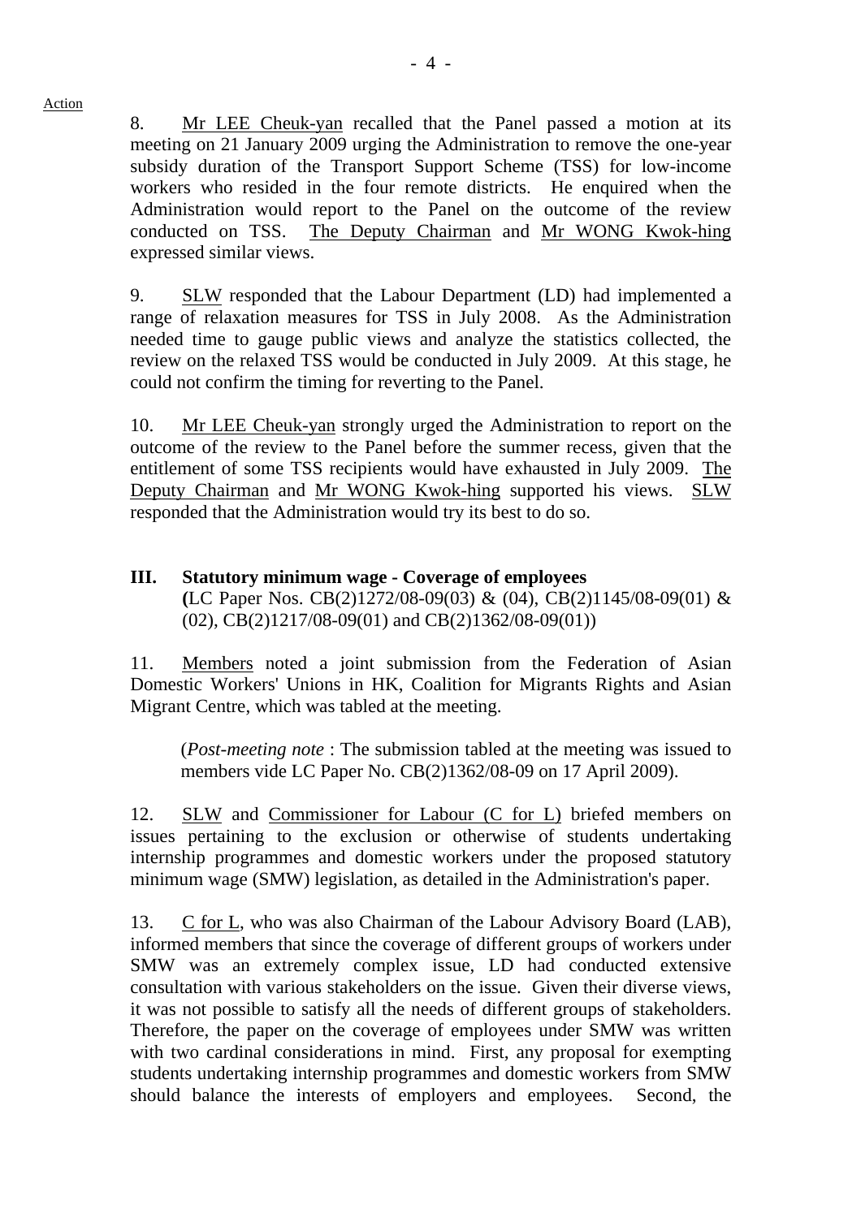Action

8. Mr LEE Cheuk-yan recalled that the Panel passed a motion at its meeting on 21 January 2009 urging the Administration to remove the one-year subsidy duration of the Transport Support Scheme (TSS) for low-income workers who resided in the four remote districts. He enquired when the Administration would report to the Panel on the outcome of the review conducted on TSS. The Deputy Chairman and Mr WONG Kwok-hing expressed similar views.

9. SLW responded that the Labour Department (LD) had implemented a range of relaxation measures for TSS in July 2008. As the Administration needed time to gauge public views and analyze the statistics collected, the review on the relaxed TSS would be conducted in July 2009. At this stage, he could not confirm the timing for reverting to the Panel.

10. Mr LEE Cheuk-yan strongly urged the Administration to report on the outcome of the review to the Panel before the summer recess, given that the entitlement of some TSS recipients would have exhausted in July 2009. The Deputy Chairman and Mr WONG Kwok-hing supported his views. SLW responded that the Administration would try its best to do so.

## III. Statutory minimum wage - Coverage of employees

**(**LC Paper Nos. CB(2)1272/08-09(03) & (04), CB(2)1145/08-09(01) & (02), CB(2)1217/08-09(01) and CB(2)1362/08-09(01))

11. Members noted a joint submission from the Federation of Asian Domestic Workers' Unions in HK, Coalition for Migrants Rights and Asian Migrant Centre, which was tabled at the meeting.

(*Post-meeting note* : The submission tabled at the meeting was issued to members vide LC Paper No. CB(2)1362/08-09 on 17 April 2009).

12. SLW and Commissioner for Labour (C for L) briefed members on issues pertaining to the exclusion or otherwise of students undertaking internship programmes and domestic workers under the proposed statutory minimum wage (SMW) legislation, as detailed in the Administration's paper.

13. C for L, who was also Chairman of the Labour Advisory Board (LAB), informed members that since the coverage of different groups of workers under SMW was an extremely complex issue, LD had conducted extensive consultation with various stakeholders on the issue. Given their diverse views, it was not possible to satisfy all the needs of different groups of stakeholders. Therefore, the paper on the coverage of employees under SMW was written with two cardinal considerations in mind. First, any proposal for exempting students undertaking internship programmes and domestic workers from SMW should balance the interests of employers and employees. Second, the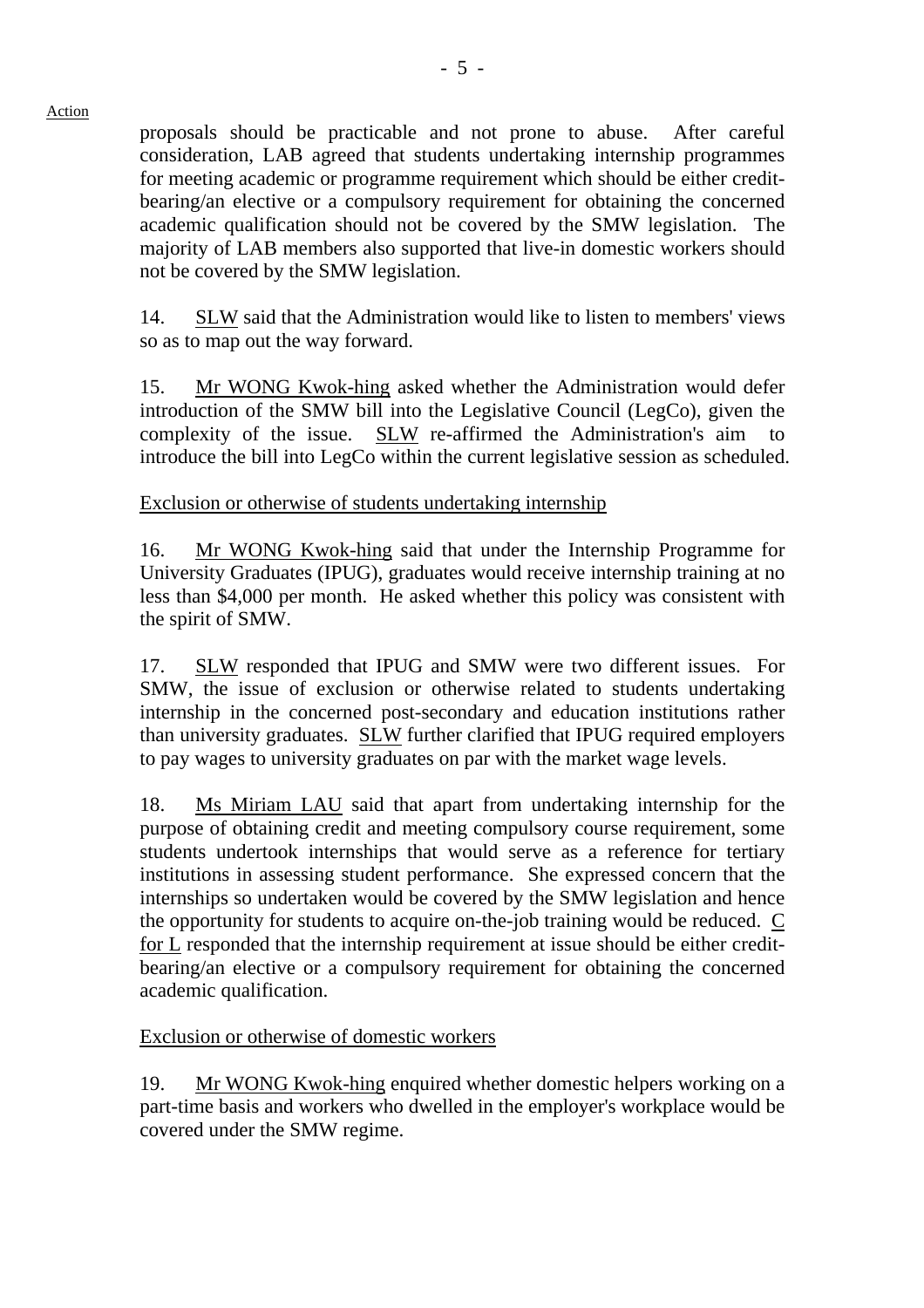Action

proposals should be practicable and not prone to abuse. After careful consideration, LAB agreed that students undertaking internship programmes for meeting academic or programme requirement which should be either credit-bearing/an elective or a compulsory requirement for obtaining the concerned academic qualification should not be covered by the SMW legislation. The majority of LAB members also supported that live-in domestic workers should not be covered by the SMW legislation.

14. SLW said that the Administration would like to listen to members' views so as to map out the way forward.

15. Mr WONG Kwok-hing asked whether the Administration would defer introduction of the SMW bill into the Legislative Council (LegCo), given the complexity of the issue. SLW re-affirmed the Administration's aim to introduce the bill into LegCo within the current legislative session as scheduled.

Exclusion or otherwise of students undertaking internship

16. Mr WONG Kwok-hing said that under the Internship Programme for University Graduates (IPUG), graduates would receive internship training at no less than $4,000 per month. He asked whether this policy was consistent with the spirit of SMW.

17. SLW responded that IPUG and SMW were two different issues. For SMW, the issue of exclusion or otherwise related to students undertaking internship in the concerned post-secondary and education institutions rather than university graduates. SLW further clarified that IPUG required employers to pay wages to university graduates on par with the market wage levels.

18. Ms Miriam LAU said that apart from undertaking internship for the purpose of obtaining credit and meeting compulsory course requirement, some students undertook internships that would serve as a reference for tertiary institutions in assessing student performance. She expressed concern that the internships so undertaken would be covered by the SMW legislation and hence the opportunity for students to acquire on-the-job training would be reduced. C for L responded that the internship requirement at issue should be either credit-bearing/an elective or a compulsory requirement for obtaining the concerned academic qualification.

Exclusion or otherwise of domestic workers

19. Mr WONG Kwok-hing enquired whether domestic helpers working on a part-time basis and workers who dwelled in the employer's workplace would be covered under the SMW regime.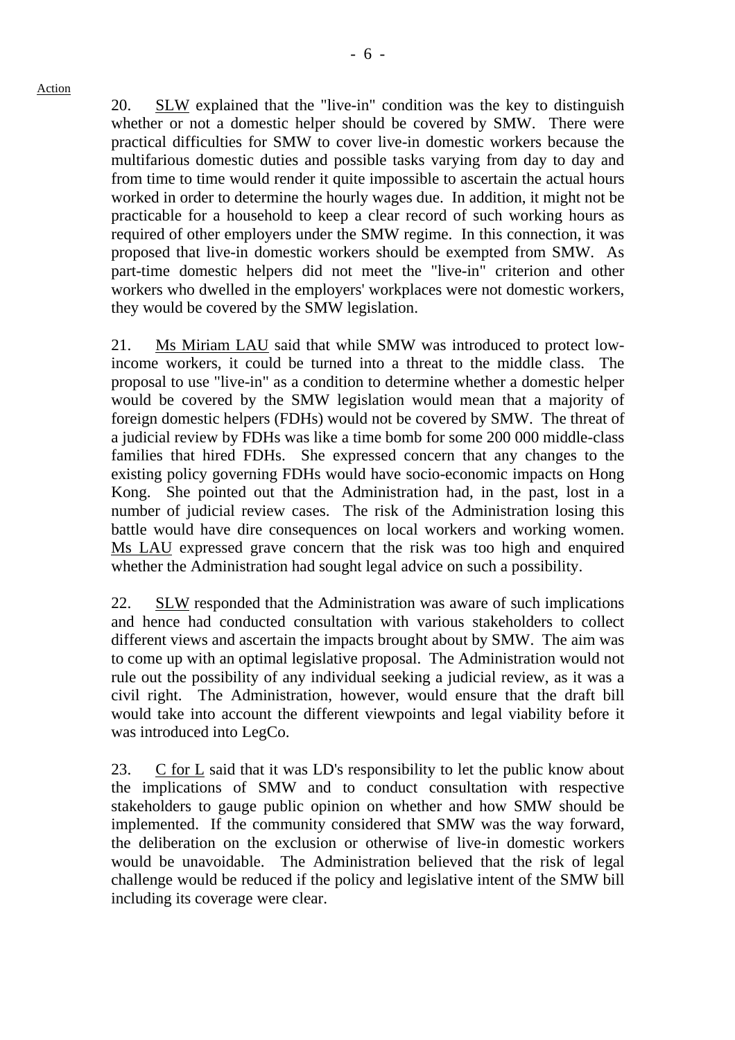Action

20. SLW explained that the "live-in" condition was the key to distinguish whether or not a domestic helper should be covered by SMW. There were practical difficulties for SMW to cover live-in domestic workers because the multifarious domestic duties and possible tasks varying from day to day and from time to time would render it quite impossible to ascertain the actual hours worked in order to determine the hourly wages due. In addition, it might not be practicable for a household to keep a clear record of such working hours as required of other employers under the SMW regime. In this connection, it was proposed that live-in domestic workers should be exempted from SMW. As part-time domestic helpers did not meet the "live-in" criterion and other workers who dwelled in the employers' workplaces were not domestic workers, they would be covered by the SMW legislation.

21. Ms Miriam LAU said that while SMW was introduced to protect low-income workers, it could be turned into a threat to the middle class. The proposal to use "live-in" as a condition to determine whether a domestic helper would be covered by the SMW legislation would mean that a majority of foreign domestic helpers (FDHs) would not be covered by SMW. The threat of a judicial review by FDHs was like a time bomb for some 200 000 middle-class families that hired FDHs. She expressed concern that any changes to the existing policy governing FDHs would have socio-economic impacts on Hong Kong. She pointed out that the Administration had, in the past, lost in a number of judicial review cases. The risk of the Administration losing this battle would have dire consequences on local workers and working women. Ms LAU expressed grave concern that the risk was too high and enquired whether the Administration had sought legal advice on such a possibility.

22. SLW responded that the Administration was aware of such implications and hence had conducted consultation with various stakeholders to collect different views and ascertain the impacts brought about by SMW. The aim was to come up with an optimal legislative proposal. The Administration would not rule out the possibility of any individual seeking a judicial review, as it was a civil right. The Administration, however, would ensure that the draft bill would take into account the different viewpoints and legal viability before it was introduced into LegCo.

23. C for L said that it was LD's responsibility to let the public know about the implications of SMW and to conduct consultation with respective stakeholders to gauge public opinion on whether and how SMW should be implemented. If the community considered that SMW was the way forward, the deliberation on the exclusion or otherwise of live-in domestic workers would be unavoidable. The Administration believed that the risk of legal challenge would be reduced if the policy and legislative intent of the SMW bill including its coverage were clear.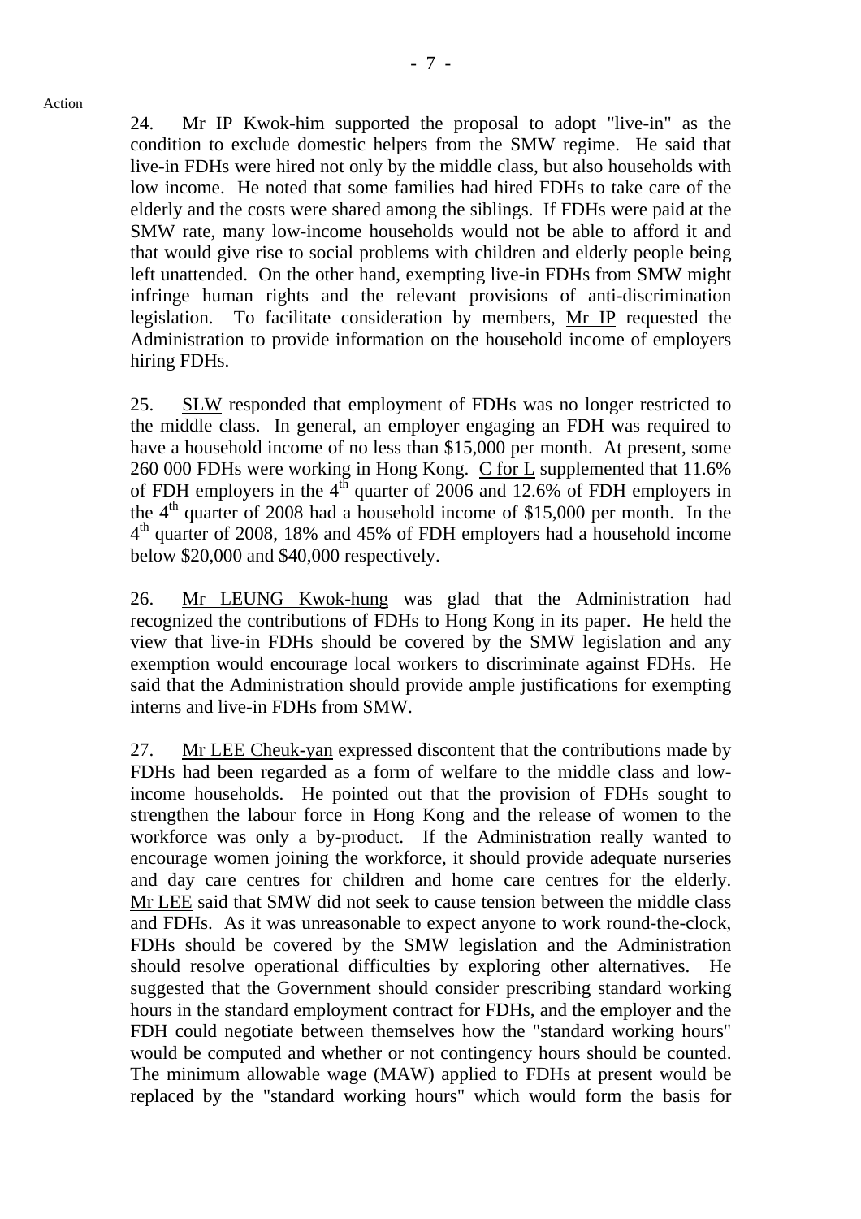Action

24. Mr IP Kwok-him supported the proposal to adopt "live-in" as the condition to exclude domestic helpers from the SMW regime. He said that live-in FDHs were hired not only by the middle class, but also households with low income. He noted that some families had hired FDHs to take care of the elderly and the costs were shared among the siblings. If FDHs were paid at the SMW rate, many low-income households would not be able to afford it and that would give rise to social problems with children and elderly people being left unattended. On the other hand, exempting live-in FDHs from SMW might infringe human rights and the relevant provisions of anti-discrimination legislation. To facilitate consideration by members, Mr IP requested the Administration to provide information on the household income of employers hiring FDHs.

25. SLW responded that employment of FDHs was no longer restricted to the middle class. In general, an employer engaging an FDH was required to have a household income of no less than $15,000 per month. At present, some 260 000 FDHs were working in Hong Kong. C for L supplemented that 11.6% of FDH employers in the 4th quarter of 2006 and 12.6% of FDH employers in the 4th quarter of 2008 had a household income of $15,000 per month. In the 4th quarter of 2008, 18% and 45% of FDH employers had a household income below $20,000 and $40,000 respectively.

26. Mr LEUNG Kwok-hung was glad that the Administration had recognized the contributions of FDHs to Hong Kong in its paper. He held the view that live-in FDHs should be covered by the SMW legislation and any exemption would encourage local workers to discriminate against FDHs. He said that the Administration should provide ample justifications for exempting interns and live-in FDHs from SMW.

27. Mr LEE Cheuk-yan expressed discontent that the contributions made by FDHs had been regarded as a form of welfare to the middle class and low-income households. He pointed out that the provision of FDHs sought to strengthen the labour force in Hong Kong and the release of women to the workforce was only a by-product. If the Administration really wanted to encourage women joining the workforce, it should provide adequate nurseries and day care centres for children and home care centres for the elderly. Mr LEE said that SMW did not seek to cause tension between the middle class and FDHs. As it was unreasonable to expect anyone to work round-the-clock, FDHs should be covered by the SMW legislation and the Administration should resolve operational difficulties by exploring other alternatives. He suggested that the Government should consider prescribing standard working hours in the standard employment contract for FDHs, and the employer and the FDH could negotiate between themselves how the "standard working hours" would be computed and whether or not contingency hours should be counted. The minimum allowable wage (MAW) applied to FDHs at present would be replaced by the "standard working hours" which would form the basis for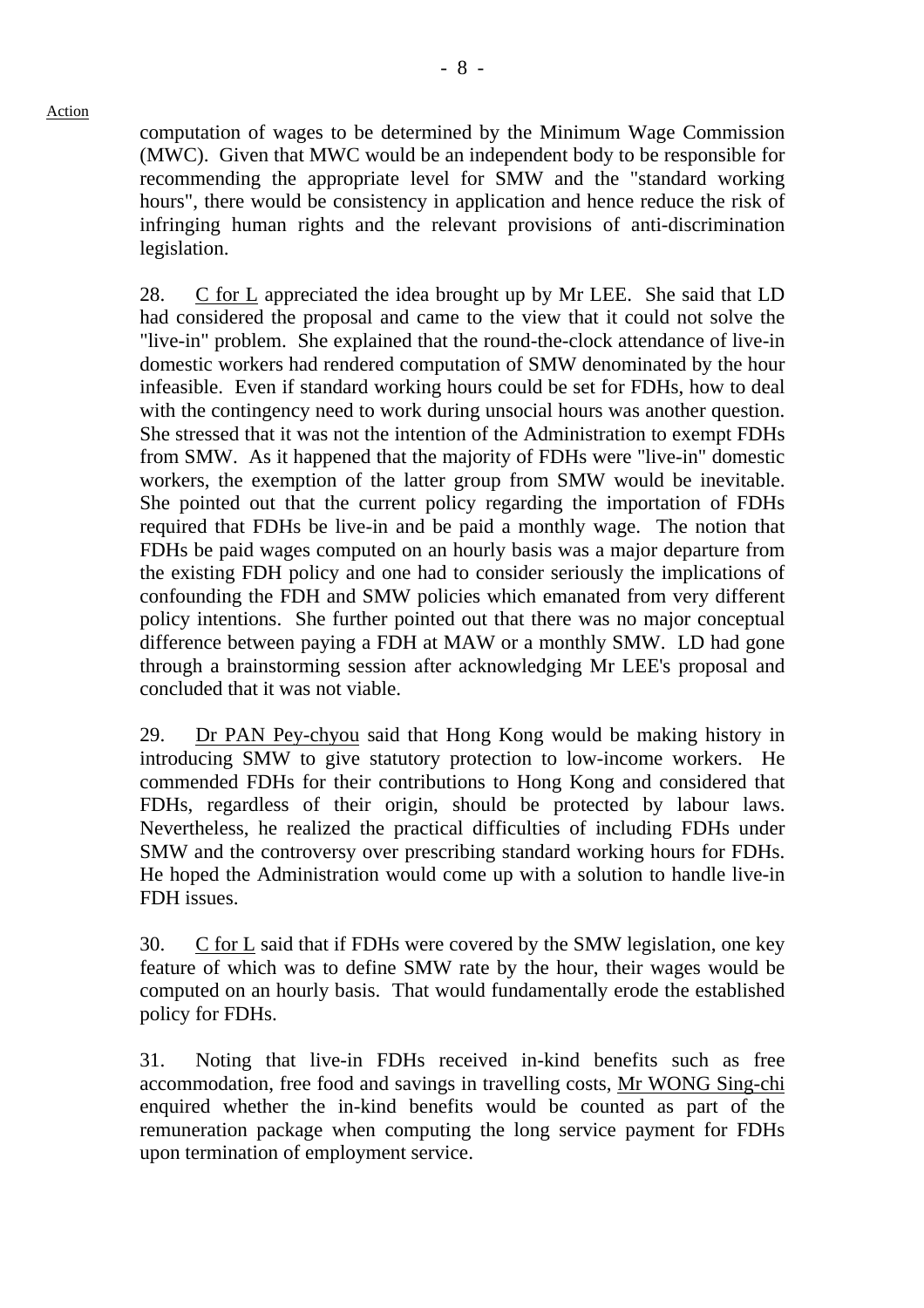Action

computation of wages to be determined by the Minimum Wage Commission (MWC). Given that MWC would be an independent body to be responsible for recommending the appropriate level for SMW and the "standard working hours", there would be consistency in application and hence reduce the risk of infringing human rights and the relevant provisions of anti-discrimination legislation.

28. C for L appreciated the idea brought up by Mr LEE. She said that LD had considered the proposal and came to the view that it could not solve the "live-in" problem. She explained that the round-the-clock attendance of live-in domestic workers had rendered computation of SMW denominated by the hour infeasible. Even if standard working hours could be set for FDHs, how to deal with the contingency need to work during unsocial hours was another question. She stressed that it was not the intention of the Administration to exempt FDHs from SMW. As it happened that the majority of FDHs were "live-in" domestic workers, the exemption of the latter group from SMW would be inevitable. She pointed out that the current policy regarding the importation of FDHs required that FDHs be live-in and be paid a monthly wage. The notion that FDHs be paid wages computed on an hourly basis was a major departure from the existing FDH policy and one had to consider seriously the implications of confounding the FDH and SMW policies which emanated from very different policy intentions. She further pointed out that there was no major conceptual difference between paying a FDH at MAW or a monthly SMW. LD had gone through a brainstorming session after acknowledging Mr LEE's proposal and concluded that it was not viable.

29. Dr PAN Pey-chyou said that Hong Kong would be making history in introducing SMW to give statutory protection to low-income workers. He commended FDHs for their contributions to Hong Kong and considered that FDHs, regardless of their origin, should be protected by labour laws. Nevertheless, he realized the practical difficulties of including FDHs under SMW and the controversy over prescribing standard working hours for FDHs. He hoped the Administration would come up with a solution to handle live-in FDH issues.

30. C for L said that if FDHs were covered by the SMW legislation, one key feature of which was to define SMW rate by the hour, their wages would be computed on an hourly basis. That would fundamentally erode the established policy for FDHs.

31. Noting that live-in FDHs received in-kind benefits such as free accommodation, free food and savings in travelling costs, Mr WONG Sing-chi enquired whether the in-kind benefits would be counted as part of the remuneration package when computing the long service payment for FDHs upon termination of employment service.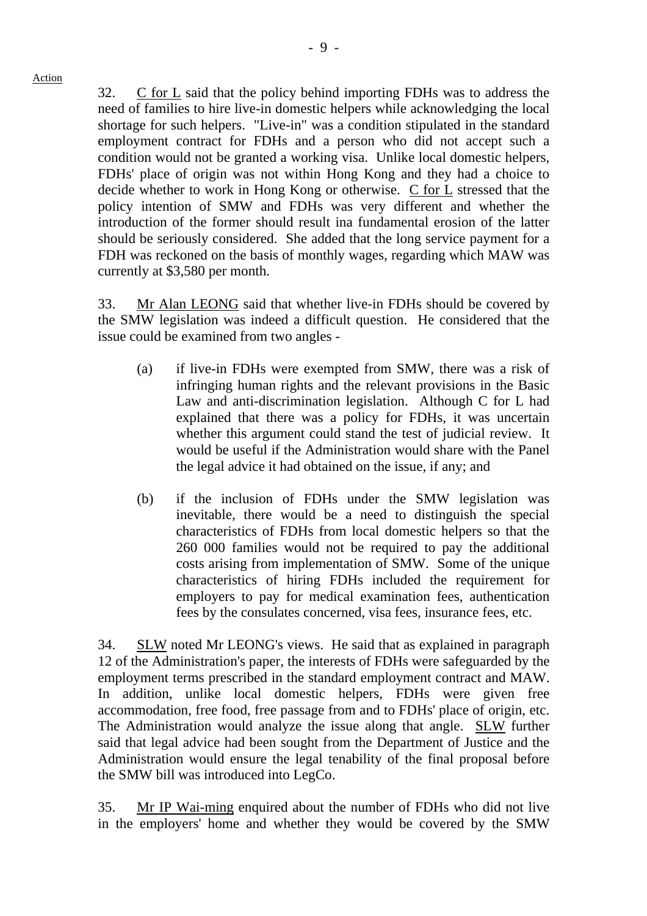32. C for L said that the policy behind importing FDHs was to address the need of families to hire live-in domestic helpers while acknowledging the local shortage for such helpers. "Live-in" was a condition stipulated in the standard employment contract for FDHs and a person who did not accept such a condition would not be granted a working visa. Unlike local domestic helpers, FDHs' place of origin was not within Hong Kong and they had a choice to decide whether to work in Hong Kong or otherwise. C for L stressed that the policy intention of SMW and FDHs was very different and whether the introduction of the former should result ina fundamental erosion of the latter should be seriously considered. She added that the long service payment for a FDH was reckoned on the basis of monthly wages, regarding which MAW was currently at $3,580 per month.

33. Mr Alan LEONG said that whether live-in FDHs should be covered by the SMW legislation was indeed a difficult question. He considered that the issue could be examined from two angles -

(a) if live-in FDHs were exempted from SMW, there was a risk of infringing human rights and the relevant provisions in the Basic Law and anti-discrimination legislation. Although C for L had explained that there was a policy for FDHs, it was uncertain whether this argument could stand the test of judicial review. It would be useful if the Administration would share with the Panel the legal advice it had obtained on the issue, if any; and

(b) if the inclusion of FDHs under the SMW legislation was inevitable, there would be a need to distinguish the special characteristics of FDHs from local domestic helpers so that the 260 000 families would not be required to pay the additional costs arising from implementation of SMW. Some of the unique characteristics of hiring FDHs included the requirement for employers to pay for medical examination fees, authentication fees by the consulates concerned, visa fees, insurance fees, etc.

34. SLW noted Mr LEONG's views. He said that as explained in paragraph 12 of the Administration's paper, the interests of FDHs were safeguarded by the employment terms prescribed in the standard employment contract and MAW. In addition, unlike local domestic helpers, FDHs were given free accommodation, free food, free passage from and to FDHs' place of origin, etc. The Administration would analyze the issue along that angle. SLW further said that legal advice had been sought from the Department of Justice and the Administration would ensure the legal tenability of the final proposal before the SMW bill was introduced into LegCo.

35. Mr IP Wai-ming enquired about the number of FDHs who did not live in the employers' home and whether they would be covered by the SMW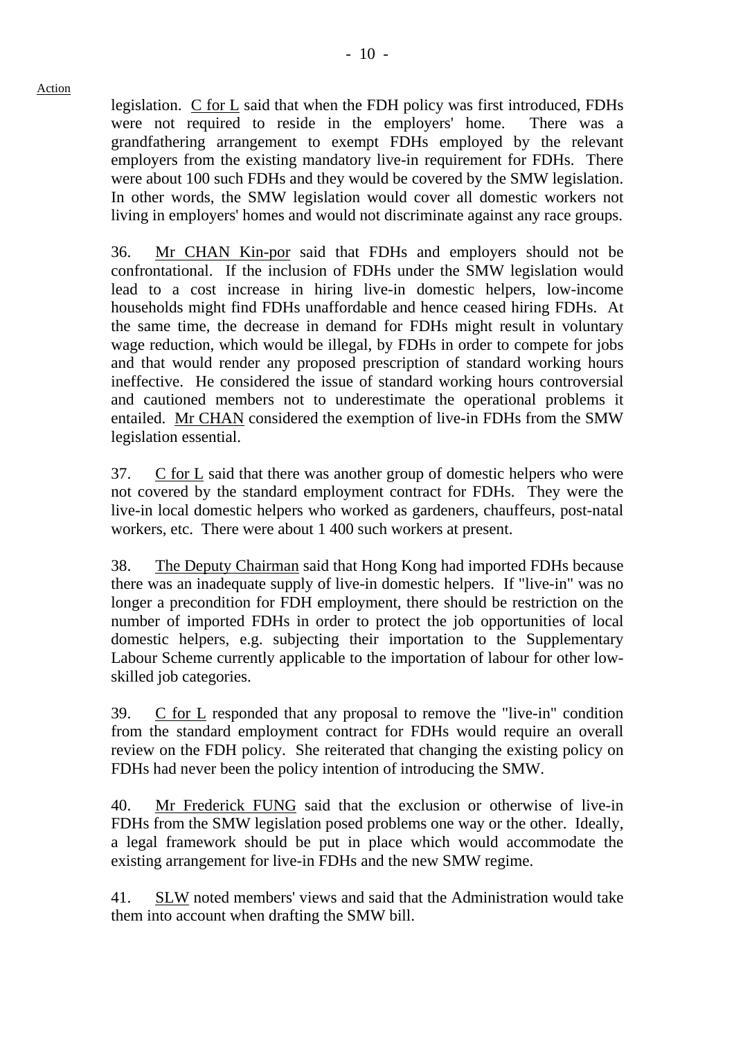legislation. C for L said that when the FDH policy was first introduced, FDHs were not required to reside in the employers' home. There was a grandfathering arrangement to exempt FDHs employed by the relevant employers from the existing mandatory live-in requirement for FDHs. There were about 100 such FDHs and they would be covered by the SMW legislation. In other words, the SMW legislation would cover all domestic workers not living in employers' homes and would not discriminate against any race groups.

36. Mr CHAN Kin-por said that FDHs and employers should not be confrontational. If the inclusion of FDHs under the SMW legislation would lead to a cost increase in hiring live-in domestic helpers, low-income households might find FDHs unaffordable and hence ceased hiring FDHs. At the same time, the decrease in demand for FDHs might result in voluntary wage reduction, which would be illegal, by FDHs in order to compete for jobs and that would render any proposed prescription of standard working hours ineffective. He considered the issue of standard working hours controversial and cautioned members not to underestimate the operational problems it entailed. Mr CHAN considered the exemption of live-in FDHs from the SMW legislation essential.

37. C for L said that there was another group of domestic helpers who were not covered by the standard employment contract for FDHs. They were the live-in local domestic helpers who worked as gardeners, chauffeurs, post-natal workers, etc. There were about 1 400 such workers at present.

38. The Deputy Chairman said that Hong Kong had imported FDHs because there was an inadequate supply of live-in domestic helpers. If "live-in" was no longer a precondition for FDH employment, there should be restriction on the number of imported FDHs in order to protect the job opportunities of local domestic helpers, e.g. subjecting their importation to the Supplementary Labour Scheme currently applicable to the importation of labour for other low-skilled job categories.

39. C for L responded that any proposal to remove the "live-in" condition from the standard employment contract for FDHs would require an overall review on the FDH policy. She reiterated that changing the existing policy on FDHs had never been the policy intention of introducing the SMW.

40. Mr Frederick FUNG said that the exclusion or otherwise of live-in FDHs from the SMW legislation posed problems one way or the other. Ideally, a legal framework should be put in place which would accommodate the existing arrangement for live-in FDHs and the new SMW regime.

41. SLW noted members' views and said that the Administration would take them into account when drafting the SMW bill.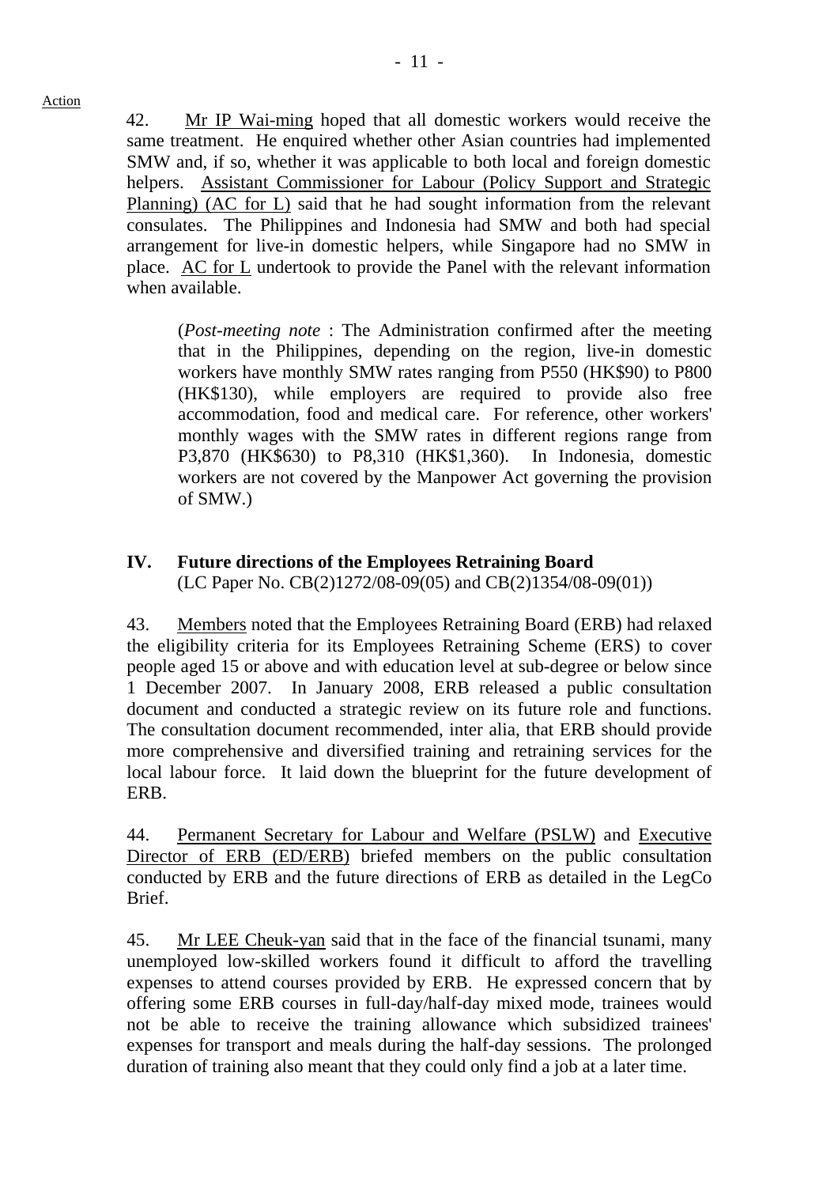Action

42. Mr IP Wai-ming hoped that all domestic workers would receive the same treatment. He enquired whether other Asian countries had implemented SMW and, if so, whether it was applicable to both local and foreign domestic helpers. Assistant Commissioner for Labour (Policy Support and Strategic Planning) (AC for L) said that he had sought information from the relevant consulates. The Philippines and Indonesia had SMW and both had special arrangement for live-in domestic helpers, while Singapore had no SMW in place. AC for L undertook to provide the Panel with the relevant information when available.

> (*Post-meeting note* : The Administration confirmed after the meeting that in the Philippines, depending on the region, live-in domestic workers have monthly SMW rates ranging from P550 (HK$90) to P800 (HK$130), while employers are required to provide also free accommodation, food and medical care. For reference, other workers' monthly wages with the SMW rates in different regions range from P3,870 (HK$630) to P8,310 (HK$1,360). In Indonesia, domestic workers are not covered by the Manpower Act governing the provision of SMW.)

## IV. Future directions of the Employees Retraining Board

(LC Paper No. CB(2)1272/08-09(05) and CB(2)1354/08-09(01))

43. Members noted that the Employees Retraining Board (ERB) had relaxed the eligibility criteria for its Employees Retraining Scheme (ERS) to cover people aged 15 or above and with education level at sub-degree or below since 1 December 2007. In January 2008, ERB released a public consultation document and conducted a strategic review on its future role and functions. The consultation document recommended, inter alia, that ERB should provide more comprehensive and diversified training and retraining services for the local labour force. It laid down the blueprint for the future development of ERB.

44. Permanent Secretary for Labour and Welfare (PSLW) and Executive Director of ERB (ED/ERB) briefed members on the public consultation conducted by ERB and the future directions of ERB as detailed in the LegCo Brief.

45. Mr LEE Cheuk-yan said that in the face of the financial tsunami, many unemployed low-skilled workers found it difficult to afford the travelling expenses to attend courses provided by ERB. He expressed concern that by offering some ERB courses in full-day/half-day mixed mode, trainees would not be able to receive the training allowance which subsidized trainees' expenses for transport and meals during the half-day sessions. The prolonged duration of training also meant that they could only find a job at a later time.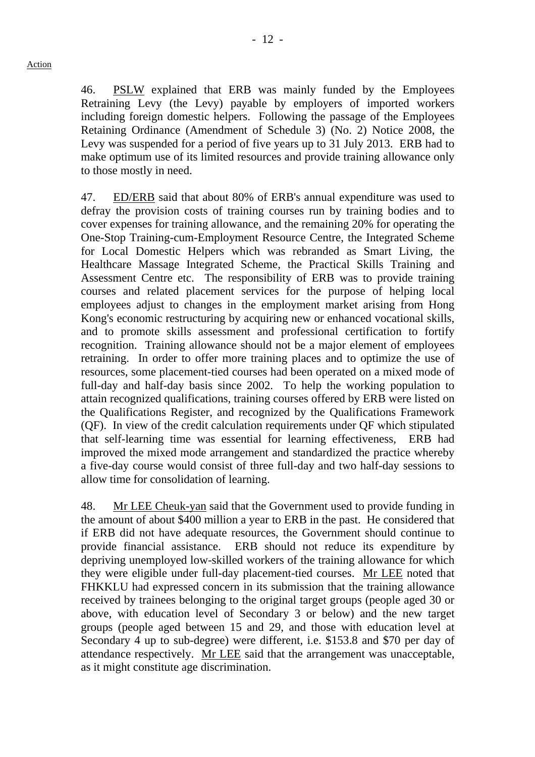Action

46. PSLW explained that ERB was mainly funded by the Employees Retraining Levy (the Levy) payable by employers of imported workers including foreign domestic helpers. Following the passage of the Employees Retaining Ordinance (Amendment of Schedule 3) (No. 2) Notice 2008, the Levy was suspended for a period of five years up to 31 July 2013. ERB had to make optimum use of its limited resources and provide training allowance only to those mostly in need.

47. ED/ERB said that about 80% of ERB's annual expenditure was used to defray the provision costs of training courses run by training bodies and to cover expenses for training allowance, and the remaining 20% for operating the One-Stop Training-cum-Employment Resource Centre, the Integrated Scheme for Local Domestic Helpers which was rebranded as Smart Living, the Healthcare Massage Integrated Scheme, the Practical Skills Training and Assessment Centre etc. The responsibility of ERB was to provide training courses and related placement services for the purpose of helping local employees adjust to changes in the employment market arising from Hong Kong's economic restructuring by acquiring new or enhanced vocational skills, and to promote skills assessment and professional certification to fortify recognition. Training allowance should not be a major element of employees retraining. In order to offer more training places and to optimize the use of resources, some placement-tied courses had been operated on a mixed mode of full-day and half-day basis since 2002. To help the working population to attain recognized qualifications, training courses offered by ERB were listed on the Qualifications Register, and recognized by the Qualifications Framework (QF). In view of the credit calculation requirements under QF which stipulated that self-learning time was essential for learning effectiveness, ERB had improved the mixed mode arrangement and standardized the practice whereby a five-day course would consist of three full-day and two half-day sessions to allow time for consolidation of learning.

48. Mr LEE Cheuk-yan said that the Government used to provide funding in the amount of about $400 million a year to ERB in the past. He considered that if ERB did not have adequate resources, the Government should continue to provide financial assistance. ERB should not reduce its expenditure by depriving unemployed low-skilled workers of the training allowance for which they were eligible under full-day placement-tied courses. Mr LEE noted that FHKKLU had expressed concern in its submission that the training allowance received by trainees belonging to the original target groups (people aged 30 or above, with education level of Secondary 3 or below) and the new target groups (people aged between 15 and 29, and those with education level at Secondary 4 up to sub-degree) were different, i.e. $153.8 and $70 per day of attendance respectively. Mr LEE said that the arrangement was unacceptable, as it might constitute age discrimination.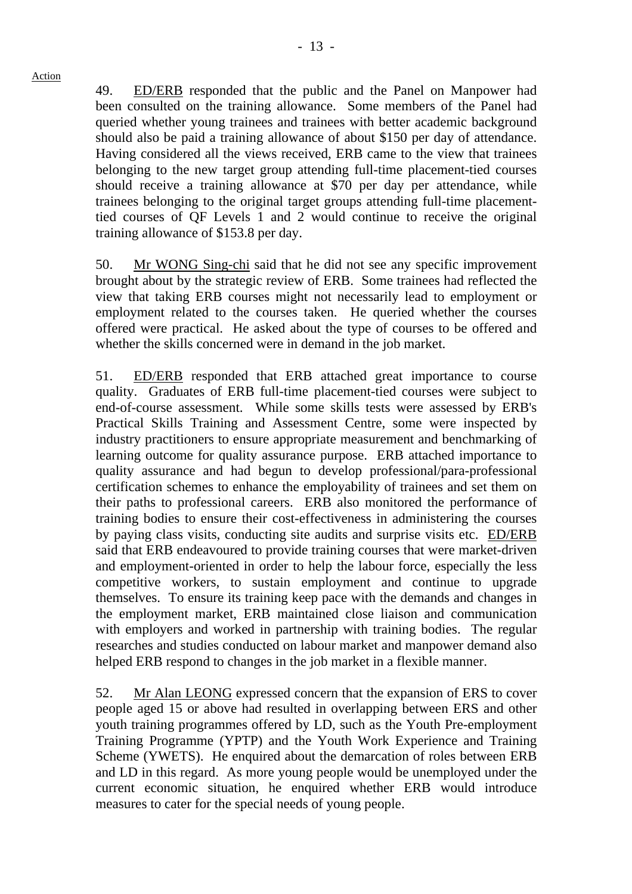49. ED/ERB responded that the public and the Panel on Manpower had been consulted on the training allowance. Some members of the Panel had queried whether young trainees and trainees with better academic background should also be paid a training allowance of about $150 per day of attendance. Having considered all the views received, ERB came to the view that trainees belonging to the new target group attending full-time placement-tied courses should receive a training allowance at $70 per day per attendance, while trainees belonging to the original target groups attending full-time placement-tied courses of QF Levels 1 and 2 would continue to receive the original training allowance of $153.8 per day.

50. Mr WONG Sing-chi said that he did not see any specific improvement brought about by the strategic review of ERB. Some trainees had reflected the view that taking ERB courses might not necessarily lead to employment or employment related to the courses taken. He queried whether the courses offered were practical. He asked about the type of courses to be offered and whether the skills concerned were in demand in the job market.

51. ED/ERB responded that ERB attached great importance to course quality. Graduates of ERB full-time placement-tied courses were subject to end-of-course assessment. While some skills tests were assessed by ERB's Practical Skills Training and Assessment Centre, some were inspected by industry practitioners to ensure appropriate measurement and benchmarking of learning outcome for quality assurance purpose. ERB attached importance to quality assurance and had begun to develop professional/para-professional certification schemes to enhance the employability of trainees and set them on their paths to professional careers. ERB also monitored the performance of training bodies to ensure their cost-effectiveness in administering the courses by paying class visits, conducting site audits and surprise visits etc. ED/ERB said that ERB endeavoured to provide training courses that were market-driven and employment-oriented in order to help the labour force, especially the less competitive workers, to sustain employment and continue to upgrade themselves. To ensure its training keep pace with the demands and changes in the employment market, ERB maintained close liaison and communication with employers and worked in partnership with training bodies. The regular researches and studies conducted on labour market and manpower demand also helped ERB respond to changes in the job market in a flexible manner.

52. Mr Alan LEONG expressed concern that the expansion of ERS to cover people aged 15 or above had resulted in overlapping between ERS and other youth training programmes offered by LD, such as the Youth Pre-employment Training Programme (YPTP) and the Youth Work Experience and Training Scheme (YWETS). He enquired about the demarcation of roles between ERB and LD in this regard. As more young people would be unemployed under the current economic situation, he enquired whether ERB would introduce measures to cater for the special needs of young people.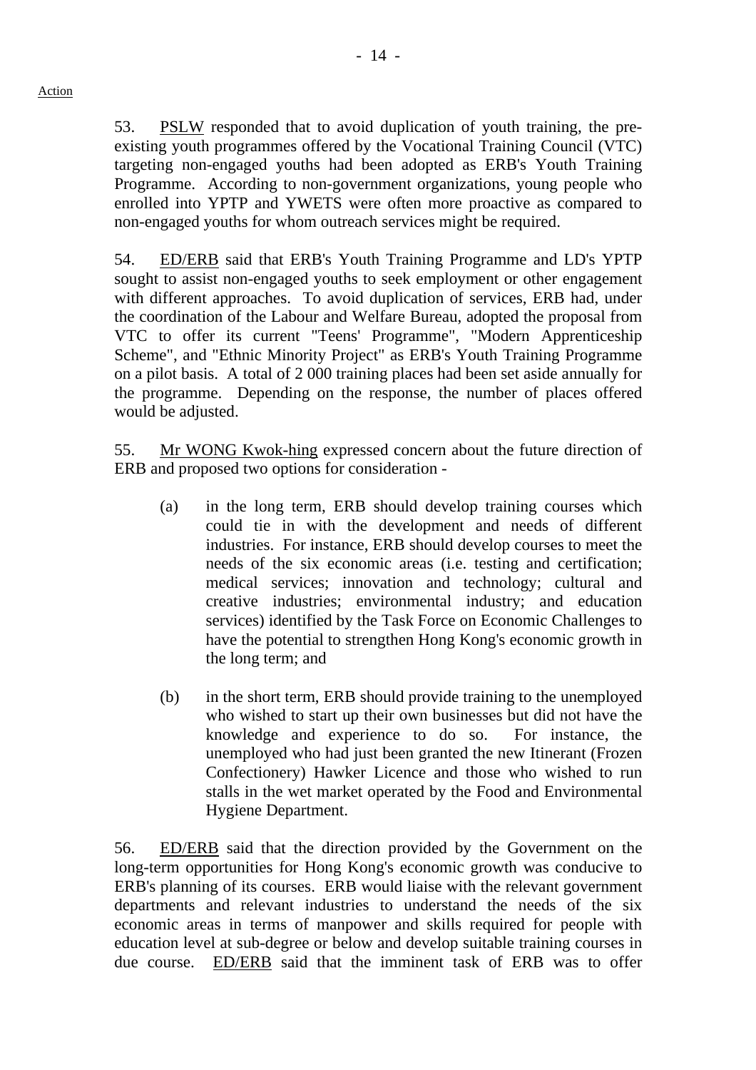53. PSLW responded that to avoid duplication of youth training, the pre-existing youth programmes offered by the Vocational Training Council (VTC) targeting non-engaged youths had been adopted as ERB's Youth Training Programme. According to non-government organizations, young people who enrolled into YPTP and YWETS were often more proactive as compared to non-engaged youths for whom outreach services might be required.

54. ED/ERB said that ERB's Youth Training Programme and LD's YPTP sought to assist non-engaged youths to seek employment or other engagement with different approaches. To avoid duplication of services, ERB had, under the coordination of the Labour and Welfare Bureau, adopted the proposal from VTC to offer its current "Teens' Programme", "Modern Apprenticeship Scheme", and "Ethnic Minority Project" as ERB's Youth Training Programme on a pilot basis. A total of 2 000 training places had been set aside annually for the programme. Depending on the response, the number of places offered would be adjusted.

55. Mr WONG Kwok-hing expressed concern about the future direction of ERB and proposed two options for consideration -

(a) in the long term, ERB should develop training courses which could tie in with the development and needs of different industries. For instance, ERB should develop courses to meet the needs of the six economic areas (i.e. testing and certification; medical services; innovation and technology; cultural and creative industries; environmental industry; and education services) identified by the Task Force on Economic Challenges to have the potential to strengthen Hong Kong's economic growth in the long term; and

(b) in the short term, ERB should provide training to the unemployed who wished to start up their own businesses but did not have the knowledge and experience to do so. For instance, the unemployed who had just been granted the new Itinerant (Frozen Confectionery) Hawker Licence and those who wished to run stalls in the wet market operated by the Food and Environmental Hygiene Department.

56. ED/ERB said that the direction provided by the Government on the long-term opportunities for Hong Kong's economic growth was conducive to ERB's planning of its courses. ERB would liaise with the relevant government departments and relevant industries to understand the needs of the six economic areas in terms of manpower and skills required for people with education level at sub-degree or below and develop suitable training courses in due course. ED/ERB said that the imminent task of ERB was to offer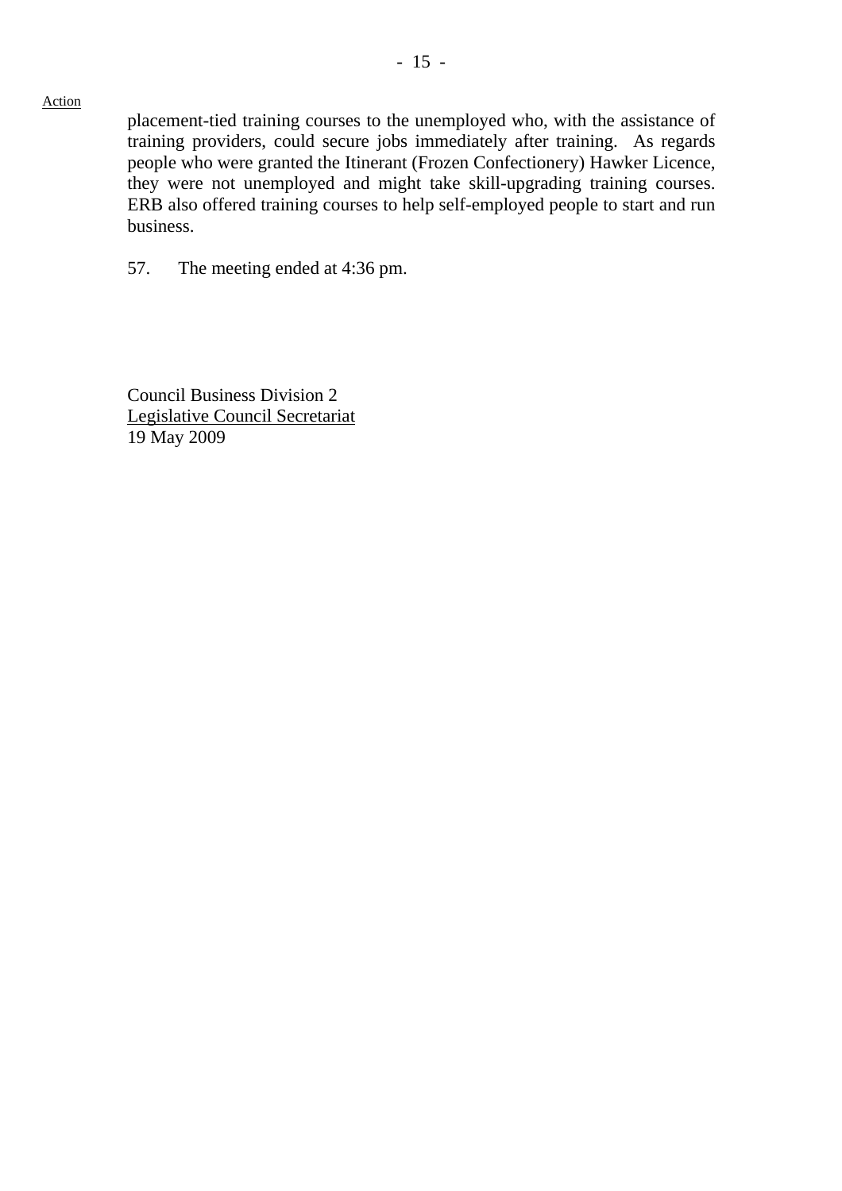Action

placement-tied training courses to the unemployed who, with the assistance of training providers, could secure jobs immediately after training. As regards people who were granted the Itinerant (Frozen Confectionery) Hawker Licence, they were not unemployed and might take skill-upgrading training courses. ERB also offered training courses to help self-employed people to start and run business.

57. The meeting ended at 4:36 pm.

Council Business Division 2
Legislative Council Secretariat
19 May 2009